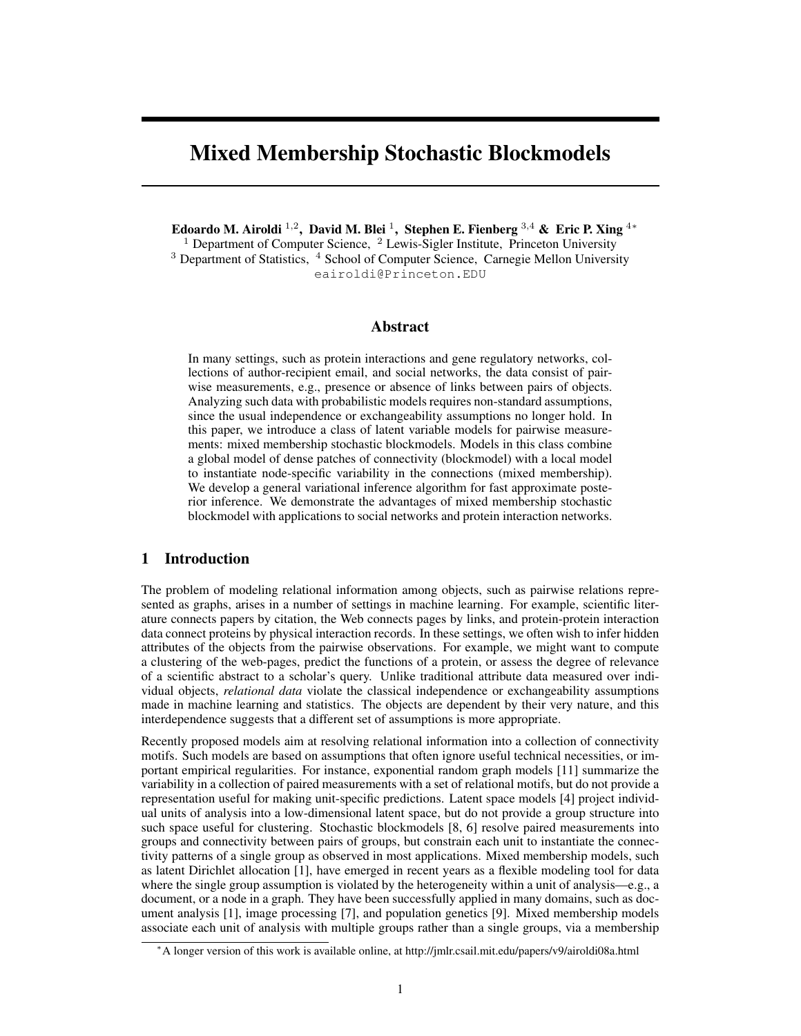# Mixed Membership Stochastic Blockmodels

**Edoardo M. Airoldi [1,2], David M. Blei [1], Stephen E. Fienberg [3,4] & Eric P. Xing [4*]**
[1] Department of Computer Science, [2] Lewis-Sigler Institute, Princeton University
[3] Department of Statistics, [4] School of Computer Science, Carnegie Mellon University
eairoldi@Princeton.EDU

## Abstract

In many settings, such as protein interactions and gene regulatory networks, collections of author-recipient email, and social networks, the data consist of pairwise measurements, e.g., presence or absence of links between pairs of objects. Analyzing such data with probabilistic models requires non-standard assumptions, since the usual independence or exchangeability assumptions no longer hold. In this paper, we introduce a class of latent variable models for pairwise measurements: mixed membership stochastic blockmodels. Models in this class combine a global model of dense patches of connectivity (blockmodel) with a local model to instantiate node-specific variability in the connections (mixed membership). We develop a general variational inference algorithm for fast approximate posterior inference. We demonstrate the advantages of mixed membership stochastic blockmodel with applications to social networks and protein interaction networks.

## 1 Introduction

The problem of modeling relational information among objects, such as pairwise relations represented as graphs, arises in a number of settings in machine learning. For example, scientific literature connects papers by citation, the Web connects pages by links, and protein-protein interaction data connect proteins by physical interaction records. In these settings, we often wish to infer hidden attributes of the objects from the pairwise observations. For example, we might want to compute a clustering of the web-pages, predict the functions of a protein, or assess the degree of relevance of a scientific abstract to a scholar's query. Unlike traditional attribute data measured over individual objects, *relational data* violate the classical independence or exchangeability assumptions made in machine learning and statistics. The objects are dependent by their very nature, and this interdependence suggests that a different set of assumptions is more appropriate.

Recently proposed models aim at resolving relational information into a collection of connectivity motifs. Such models are based on assumptions that often ignore useful technical necessities, or important empirical regularities. For instance, exponential random graph models [11] summarize the variability in a collection of paired measurements with a set of relational motifs, but do not provide a representation useful for making unit-specific predictions. Latent space models [4] project individual units of analysis into a low-dimensional latent space, but do not provide a group structure into such space useful for clustering. Stochastic blockmodels [8, 6] resolve paired measurements into groups and connectivity between pairs of groups, but constrain each unit to instantiate the connectivity patterns of a single group as observed in most applications. Mixed membership models, such as latent Dirichlet allocation [1], have emerged in recent years as a flexible modeling tool for data where the single group assumption is violated by the heterogeneity within a unit of analysis—e.g., a document, or a node in a graph. They have been successfully applied in many domains, such as document analysis [1], image processing [7], and population genetics [9]. Mixed membership models associate each unit of analysis with multiple groups rather than a single groups, via a membership

*A longer version of this work is available online, at http://jmlr.csail.mit.edu/papers/v9/airoldi08a.html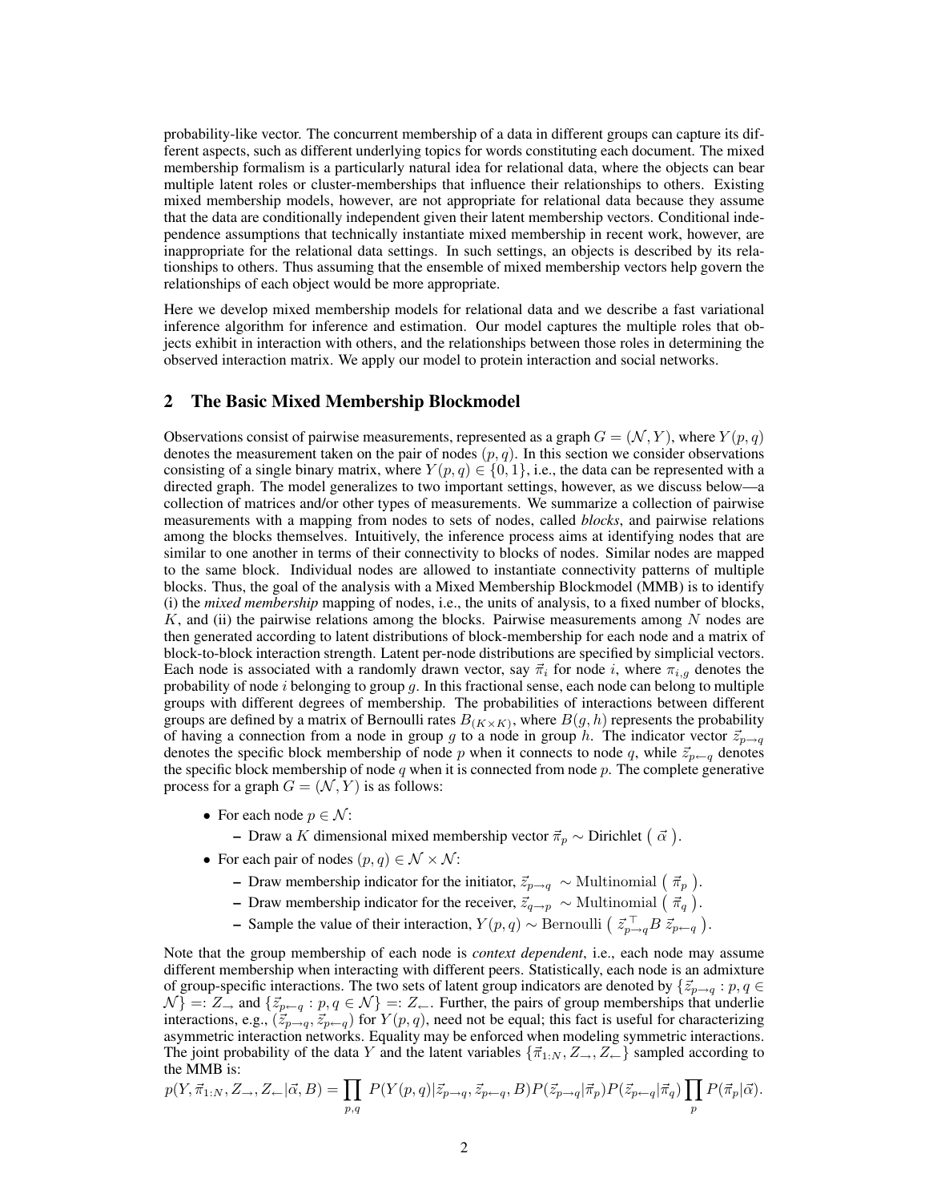probability-like vector. The concurrent membership of a data in different groups can capture its different aspects, such as different underlying topics for words constituting each document. The mixed membership formalism is a particularly natural idea for relational data, where the objects can bear multiple latent roles or cluster-memberships that influence their relationships to others. Existing mixed membership models, however, are not appropriate for relational data because they assume that the data are conditionally independent given their latent membership vectors. Conditional independence assumptions that technically instantiate mixed membership in recent work, however, are inappropriate for the relational data settings. In such settings, an objects is described by its relationships to others. Thus assuming that the ensemble of mixed membership vectors help govern the relationships of each object would be more appropriate.

Here we develop mixed membership models for relational data and we describe a fast variational inference algorithm for inference and estimation. Our model captures the multiple roles that objects exhibit in interaction with others, and the relationships between those roles in determining the observed interaction matrix. We apply our model to protein interaction and social networks.

## 2 The Basic Mixed Membership Blockmodel

Observations consist of pairwise measurements, represented as a graph $G = (\mathcal{N}, Y)$, where $Y(p, q)$ denotes the measurement taken on the pair of nodes $(p, q)$. In this section we consider observations consisting of a single binary matrix, where $Y(p, q) \in \{0, 1\}$, i.e., the data can be represented with a directed graph. The model generalizes to two important settings, however, as we discuss below—a collection of matrices and/or other types of measurements. We summarize a collection of pairwise measurements with a mapping from nodes to sets of nodes, called *blocks*, and pairwise relations among the blocks themselves. Intuitively, the inference process aims at identifying nodes that are similar to one another in terms of their connectivity to blocks of nodes. Similar nodes are mapped to the same block. Individual nodes are allowed to instantiate connectivity patterns of multiple blocks. Thus, the goal of the analysis with a Mixed Membership Blockmodel (MMB) is to identify (i) the *mixed membership* mapping of nodes, i.e., the units of analysis, to a fixed number of blocks, $K$, and (ii) the pairwise relations among the blocks. Pairwise measurements among $N$ nodes are then generated according to latent distributions of block-membership for each node and a matrix of block-to-block interaction strength. Latent per-node distributions are specified by simplicial vectors. Each node is associated with a randomly drawn vector, say $\vec{\pi}_i$ for node $i$, where $\pi_{i,g}$ denotes the probability of node $i$ belonging to group $g$. In this fractional sense, each node can belong to multiple groups with different degrees of membership. The probabilities of interactions between different groups are defined by a matrix of Bernoulli rates $B_{(K \times K)}$, where $B(g, h)$ represents the probability of having a connection from a node in group $g$ to a node in group $h$. The indicator vector $\vec{z}_{p \rightarrow q}$ denotes the specific block membership of node $p$ when it connects to node $q$, while $\vec{z}_{p \leftarrow q}$ denotes the specific block membership of node $q$ when it is connected from node $p$. The complete generative process for a graph $G = (\mathcal{N}, Y)$ is as follows:

- For each node $p \in \mathcal{N}$:
  - Draw a $K$ dimensional mixed membership vector $\vec{\pi}_p \sim$ Dirichlet $(\ \vec{\alpha}\ )$.
- For each pair of nodes $(p, q) \in \mathcal{N} \times \mathcal{N}$:
  - Draw membership indicator for the initiator, $\vec{z}_{p \rightarrow q} \sim \text{Multinomial}\ (\ \vec{\pi}_p\ )$.
  - Draw membership indicator for the receiver, $\vec{z}_{q \rightarrow p} \sim \text{Multinomial}\ (\ \vec{\pi}_q\ )$.
  - Sample the value of their interaction, $Y(p, q) \sim \text{Bernoulli}\ (\ \vec{z}_{p \rightarrow q}^{\top} B\ \vec{z}_{p \leftarrow q}\ )$.

Note that the group membership of each node is *context dependent*, i.e., each node may assume different membership when interacting with different peers. Statistically, each node is an admixture of group-specific interactions. The two sets of latent group indicators are denoted by $\{\vec{z}_{p \rightarrow q} : p, q \in \mathcal{N}\} =: Z_{\rightarrow}$ and $\{\vec{z}_{p \leftarrow q} : p, q \in \mathcal{N}\} =: Z_{\leftarrow}$. Further, the pairs of group memberships that underlie interactions, e.g., $(\vec{z}_{p \rightarrow q}, \vec{z}_{p \leftarrow q})$ for $Y(p, q)$, need not be equal; this fact is useful for characterizing asymmetric interaction networks. Equality may be enforced when modeling symmetric interactions. The joint probability of the data $Y$ and the latent variables $\{\vec{\pi}_{1:N}, Z_{\rightarrow}, Z_{\leftarrow}\}$ sampled according to the MMB is:

$$p(Y, \vec{\pi}_{1:N}, Z_{\rightarrow}, Z_{\leftarrow} | \vec{\alpha}, B) = \prod_{p,q} P(Y(p,q) | \vec{z}_{p \rightarrow q}, \vec{z}_{p \leftarrow q}, B) P(\vec{z}_{p \rightarrow q} | \vec{\pi}_p) P(\vec{z}_{p \leftarrow q} | \vec{\pi}_q) \prod_{p} P(\vec{\pi}_p | \vec{\alpha}).$$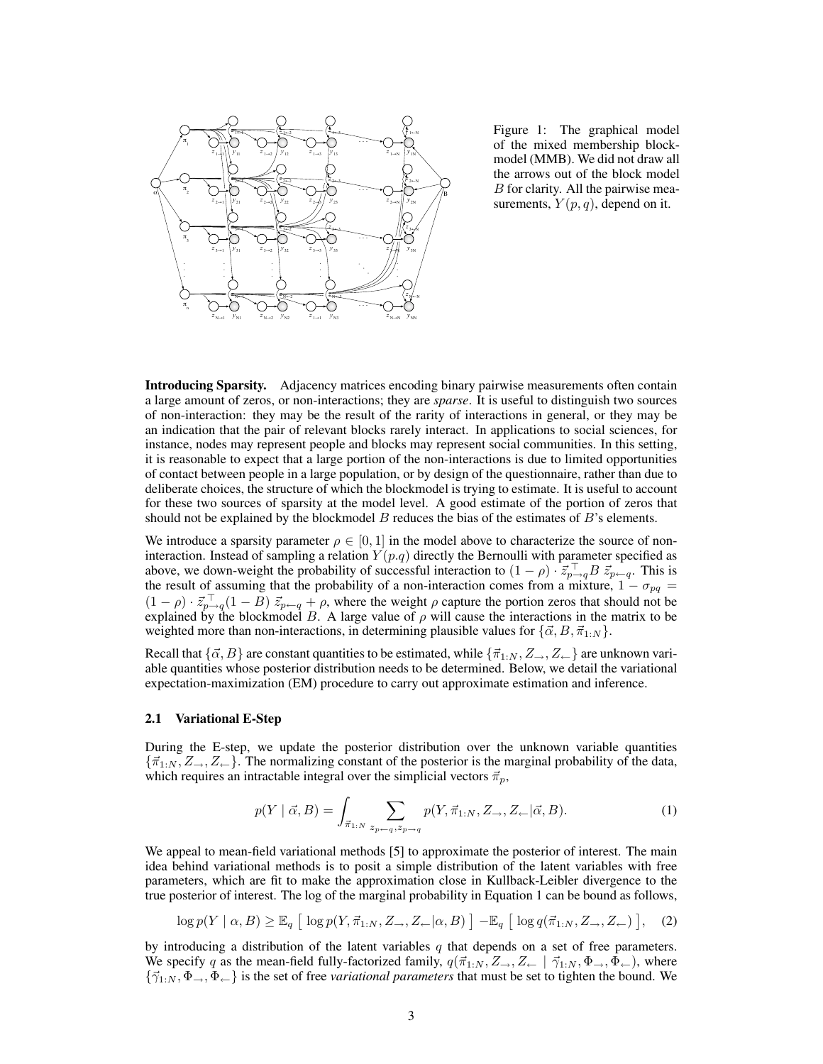Figure 1: The graphical model of the mixed membership blockmodel (MMB). We did not draw all the arrows out of the block model $B$ for clarity. All the pairwise measurements, $Y(p,q)$, depend on it.

**Introducing Sparsity.** Adjacency matrices encoding binary pairwise measurements often contain a large amount of zeros, or non-interactions; they are *sparse*. It is useful to distinguish two sources of non-interaction: they may be the result of the rarity of interactions in general, or they may be an indication that the pair of relevant blocks rarely interact. In applications to social sciences, for instance, nodes may represent people and blocks may represent social communities. In this setting, it is reasonable to expect that a large portion of the non-interactions is due to limited opportunities of contact between people in a large population, or by design of the questionnaire, rather than due to deliberate choices, the structure of which the blockmodel is trying to estimate. It is useful to account for these two sources of sparsity at the model level. A good estimate of the portion of zeros that should not be explained by the blockmodel $B$ reduces the bias of the estimates of $B$'s elements.

We introduce a sparsity parameter $\rho \in [0, 1]$ in the model above to characterize the source of non-interaction. Instead of sampling a relation $Y(p.q)$ directly the Bernoulli with parameter specified as above, we down-weight the probability of successful interaction to $(1-\rho) \cdot \vec{z}_{p\rightarrow q}^{\top} B \; \vec{z}_{p\leftarrow q}$. This is the result of assuming that the probability of a non-interaction comes from a mixture, $1 - \sigma_{pq} = (1-\rho) \cdot \vec{z}_{p\rightarrow q}^{\top}(1-B) \; \vec{z}_{p\leftarrow q} + \rho$, where the weight $\rho$ capture the portion zeros that should not be explained by the blockmodel $B$. A large value of $\rho$ will cause the interactions in the matrix to be weighted more than non-interactions, in determining plausible values for $\{\vec{\alpha}, B, \vec{\pi}_{1:N}\}$.

Recall that $\{\vec{\alpha}, B\}$ are constant quantities to be estimated, while $\{\vec{\pi}_{1:N}, Z_{\rightarrow}, Z_{\leftarrow}\}$ are unknown variable quantities whose posterior distribution needs to be determined. Below, we detail the variational expectation-maximization (EM) procedure to carry out approximate estimation and inference.

### 2.1 Variational E-Step

During the E-step, we update the posterior distribution over the unknown variable quantities $\{\vec{\pi}_{1:N}, Z_{\rightarrow}, Z_{\leftarrow}\}$. The normalizing constant of the posterior is the marginal probability of the data, which requires an intractable integral over the simplicial vectors $\vec{\pi}_p$,

$$p(Y \mid \vec{\alpha}, B) = \int_{\vec{\pi}_{1:N}} \sum_{z_{p\leftarrow q}, z_{p\rightarrow q}} p(Y, \vec{\pi}_{1:N}, Z_{\rightarrow}, Z_{\leftarrow} | \vec{\alpha}, B). \tag{1}$$

We appeal to mean-field variational methods [5] to approximate the posterior of interest. The main idea behind variational methods is to posit a simple distribution of the latent variables with free parameters, which are fit to make the approximation close in Kullback-Leibler divergence to the true posterior of interest. The log of the marginal probability in Equation 1 can be bound as follows,

$$\log p(Y \mid \alpha, B) \geq \mathbb{E}_q \left[ \, \log p(Y, \vec{\pi}_{1:N}, Z_{\rightarrow}, Z_{\leftarrow} | \alpha, B) \, \right] - \mathbb{E}_q \left[ \, \log q(\vec{\pi}_{1:N}, Z_{\rightarrow}, Z_{\leftarrow}) \, \right], \tag{2}$$

by introducing a distribution of the latent variables $q$ that depends on a set of free parameters. We specify $q$ as the mean-field fully-factorized family, $q(\vec{\pi}_{1:N}, Z_{\rightarrow}, Z_{\leftarrow} \mid \vec{\gamma}_{1:N}, \Phi_{\rightarrow}, \Phi_{\leftarrow})$, where $\{\vec{\gamma}_{1:N}, \Phi_{\rightarrow}, \Phi_{\leftarrow}\}$ is the set of free *variational parameters* that must be set to tighten the bound. We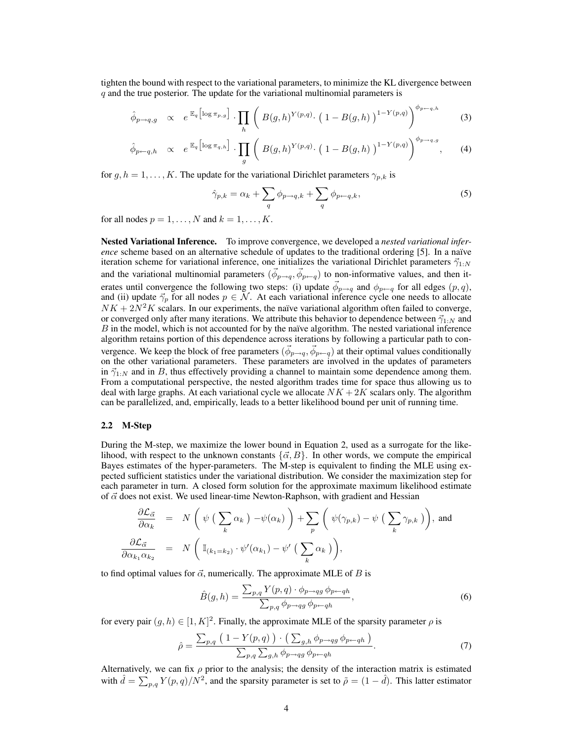tighten the bound with respect to the variational parameters, to minimize the KL divergence between $q$ and the true posterior. The update for the variational multinomial parameters is

$$\hat{\phi}_{p\rightarrow q,g} \;\; \propto \;\; e^{\,\mathbb{E}_q\left[\log \pi_{p,g}\right]} \cdot \prod_h \left( \, B(g,h)^{Y(p,q)} \cdot \left( \, 1 - B(g,h) \, \right)^{1-Y(p,q)} \right)^{\phi_{p\leftarrow q,h}} \tag{3}$$

$$\hat{\phi}_{p\leftarrow q,h} \;\; \propto \;\; e^{\,\mathbb{E}_q\left[\log \pi_{q,h}\right]} \cdot \prod_g \left( \, B(g,h)^{Y(p,q)} \cdot \left( \, 1 - B(g,h) \, \right)^{1-Y(p,q)} \right)^{\phi_{p\rightarrow q,g}}, \tag{4}$$

for $g,h = 1,\ldots,K$. The update for the variational Dirichlet parameters $\gamma_{p,k}$ is

$$\hat{\gamma}_{p,k} = \alpha_k + \sum_q \phi_{p\rightarrow q,k} + \sum_q \phi_{p\leftarrow q,k}, \tag{5}$$

for all nodes $p = 1,\ldots,N$ and $k = 1,\ldots,K$.

**Nested Variational Inference.** To improve convergence, we developed a *nested variational inference* scheme based on an alternative schedule of updates to the traditional ordering [5]. In a naïve iteration scheme for variational inference, one initializes the variational Dirichlet parameters $\vec{\gamma}_{1:N}$ and the variational multinomial parameters $(\vec{\phi}_{p\rightarrow q}, \vec{\phi}_{p\leftarrow q})$ to non-informative values, and then iterates until convergence the following two steps: (i) update $\vec{\phi}_{p\rightarrow q}$ and $\phi_{p\leftarrow q}$ for all edges $(p,q)$, and (ii) update $\vec{\gamma}_p$ for all nodes $p \in \mathcal{N}$. At each variational inference cycle one needs to allocate $NK + 2N^2K$ scalars. In our experiments, the naïve variational algorithm often failed to converge, or converged only after many iterations. We attribute this behavior to dependence between $\vec{\gamma}_{1:N}$ and $B$ in the model, which is not accounted for by the naïve algorithm. The nested variational inference algorithm retains portion of this dependence across iterations by following a particular path to convergence. We keep the block of free parameters $(\vec{\phi}_{p\rightarrow q}, \vec{\phi}_{p\leftarrow q})$ at their optimal values conditionally on the other variational parameters. These parameters are involved in the updates of parameters in $\vec{\gamma}_{1:N}$ and in $B$, thus effectively providing a channel to maintain some dependence among them. From a computational perspective, the nested algorithm trades time for space thus allowing us to deal with large graphs. At each variational cycle we allocate $NK + 2K$ scalars only. The algorithm can be parallelized, and, empirically, leads to a better likelihood bound per unit of running time.

### 2.2 M-Step

During the M-step, we maximize the lower bound in Equation 2, used as a surrogate for the likelihood, with respect to the unknown constants $\{\vec{\alpha}, B\}$. In other words, we compute the empirical Bayes estimates of the hyper-parameters. The M-step is equivalent to finding the MLE using expected sufficient statistics under the variational distribution. We consider the maximization step for each parameter in turn. A closed form solution for the approximate maximum likelihood estimate of $\vec{\alpha}$ does not exist. We used linear-time Newton-Raphson, with gradient and Hessian

$$\frac{\partial \mathcal{L}_{\vec{\alpha}}}{\partial \alpha_k} \;=\; N \left( \, \psi \left( \, \sum_k \alpha_k \, \right) - \psi(\alpha_k) \right) + \sum_p \left( \, \psi(\gamma_{p,k}) - \psi \left( \, \sum_k \gamma_{p,k} \, \right) \right), \text{ and}$$

$$\frac{\partial \mathcal{L}_{\vec{\alpha}}}{\partial \alpha_{k_1} \alpha_{k_2}} \;=\; N \left( \, \mathbb{I}_{(k_1=k_2)} \cdot \psi'(\alpha_{k_1}) - \psi' \left( \, \sum_k \alpha_k \, \right) \right),$$

to find optimal values for $\vec{\alpha}$, numerically. The approximate MLE of $B$ is

$$\hat{B}(g,h) = \frac{\sum_{p,q} Y(p,q) \cdot \phi_{p\rightarrow qg} \, \phi_{p\leftarrow qh}}{\sum_{p,q} \phi_{p\rightarrow qg} \, \phi_{p\leftarrow qh}}, \tag{6}$$

for every pair $(g,h) \in [1,K]^2$. Finally, the approximate MLE of the sparsity parameter $\rho$ is

$$\hat{\rho} = \frac{\sum_{p,q} \left( \, 1 - Y(p,q) \, \right) \cdot \left( \, \sum_{g,h} \phi_{p\rightarrow qg} \, \phi_{p\leftarrow qh} \, \right)}{\sum_{p,q} \sum_{g,h} \phi_{p\rightarrow qg} \, \phi_{p\leftarrow qh}}. \tag{7}$$

Alternatively, we can fix $\rho$ prior to the analysis; the density of the interaction matrix is estimated with $\hat{d} = \sum_{p,q} Y(p,q)/N^2$, and the sparsity parameter is set to $\tilde{\rho} = (1 - \hat{d})$. This latter estimator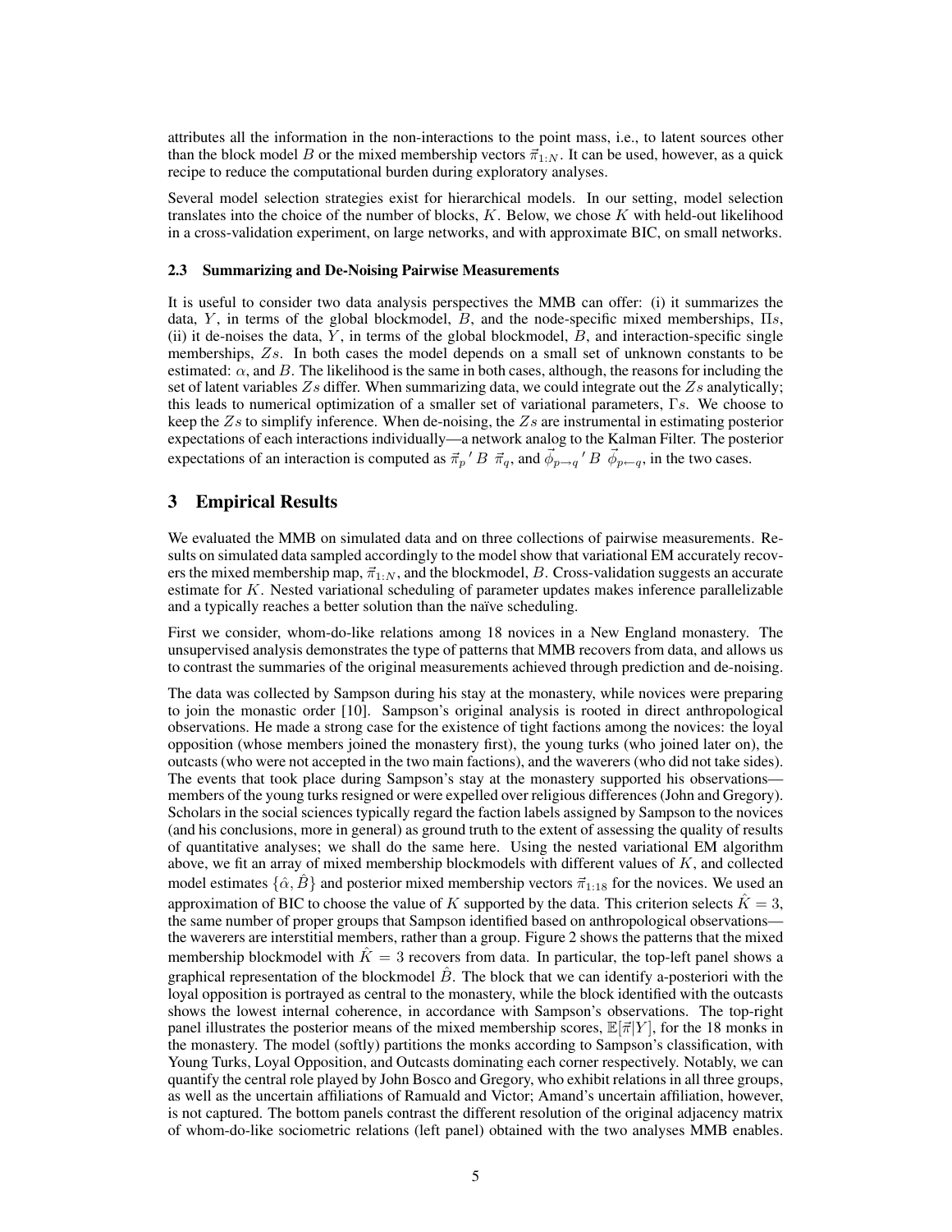attributes all the information in the non-interactions to the point mass, i.e., to latent sources other than the block model $B$ or the mixed membership vectors $\vec{\pi}_{1:N}$. It can be used, however, as a quick recipe to reduce the computational burden during exploratory analyses.

Several model selection strategies exist for hierarchical models. In our setting, model selection translates into the choice of the number of blocks, $K$. Below, we chose $K$ with held-out likelihood in a cross-validation experiment, on large networks, and with approximate BIC, on small networks.

### 2.3 Summarizing and De-Noising Pairwise Measurements

It is useful to consider two data analysis perspectives the MMB can offer: (i) it summarizes the data, $Y$, in terms of the global blockmodel, $B$, and the node-specific mixed memberships, $\Pi$s, (ii) it de-noises the data, $Y$, in terms of the global blockmodel, $B$, and interaction-specific single memberships, $Z$s. In both cases the model depends on a small set of unknown constants to be estimated: $\alpha$, and $B$. The likelihood is the same in both cases, although, the reasons for including the set of latent variables $Z$s differ. When summarizing data, we could integrate out the $Z$s analytically; this leads to numerical optimization of a smaller set of variational parameters, $\Gamma$s. We choose to keep the $Z$s to simplify inference. When de-noising, the $Z$s are instrumental in estimating posterior expectations of each interactions individually—a network analog to the Kalman Filter. The posterior expectations of an interaction is computed as $\vec{\pi}_p{}' \, B \; \vec{\pi}_q$, and $\vec{\phi}_{p\rightarrow q}{}' \, B \; \vec{\phi}_{p\leftarrow q}$, in the two cases.

## 3 Empirical Results

We evaluated the MMB on simulated data and on three collections of pairwise measurements. Results on simulated data sampled accordingly to the model show that variational EM accurately recovers the mixed membership map, $\vec{\pi}_{1:N}$, and the blockmodel, $B$. Cross-validation suggests an accurate estimate for $K$. Nested variational scheduling of parameter updates makes inference parallelizable and a typically reaches a better solution than the naïve scheduling.

First we consider, whom-do-like relations among 18 novices in a New England monastery. The unsupervised analysis demonstrates the type of patterns that MMB recovers from data, and allows us to contrast the summaries of the original measurements achieved through prediction and de-noising.

The data was collected by Sampson during his stay at the monastery, while novices were preparing to join the monastic order [10]. Sampson's original analysis is rooted in direct anthropological observations. He made a strong case for the existence of tight factions among the novices: the loyal opposition (whose members joined the monastery first), the young turks (who joined later on), the outcasts (who were not accepted in the two main factions), and the waverers (who did not take sides). The events that took place during Sampson's stay at the monastery supported his observations—members of the young turks resigned or were expelled over religious differences (John and Gregory). Scholars in the social sciences typically regard the faction labels assigned by Sampson to the novices (and his conclusions, more in general) as ground truth to the extent of assessing the quality of results of quantitative analyses; we shall do the same here. Using the nested variational EM algorithm above, we fit an array of mixed membership blockmodels with different values of $K$, and collected model estimates $\{\hat{\alpha}, \hat{B}\}$ and posterior mixed membership vectors $\vec{\pi}_{1:18}$ for the novices. We used an approximation of BIC to choose the value of $K$ supported by the data. This criterion selects $\hat{K} = 3$, the same number of proper groups that Sampson identified based on anthropological observations—the waverers are interstitial members, rather than a group. Figure 2 shows the patterns that the mixed membership blockmodel with $\hat{K} = 3$ recovers from data. In particular, the top-left panel shows a graphical representation of the blockmodel $\hat{B}$. The block that we can identify a-posteriori with the loyal opposition is portrayed as central to the monastery, while the block identified with the outcasts shows the lowest internal coherence, in accordance with Sampson's observations. The top-right panel illustrates the posterior means of the mixed membership scores, $\mathbb{E}[\vec{\pi}|Y]$, for the 18 monks in the monastery. The model (softly) partitions the monks according to Sampson's classification, with Young Turks, Loyal Opposition, and Outcasts dominating each corner respectively. Notably, we can quantify the central role played by John Bosco and Gregory, who exhibit relations in all three groups, as well as the uncertain affiliations of Ramuald and Victor; Amand's uncertain affiliation, however, is not captured. The bottom panels contrast the different resolution of the original adjacency matrix of whom-do-like sociometric relations (left panel) obtained with the two analyses MMB enables.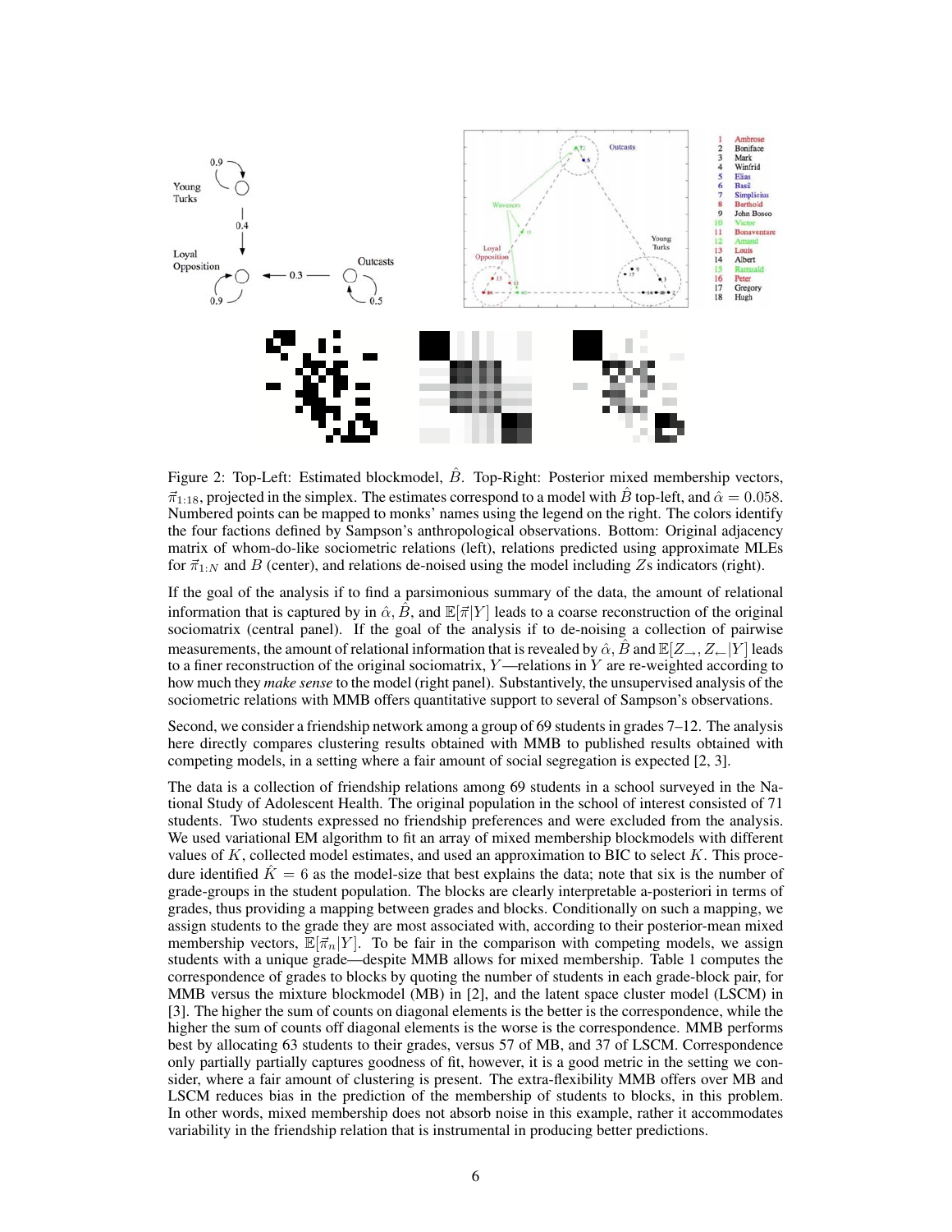Figure 2: Top-Left: Estimated blockmodel, $\hat{B}$. Top-Right: Posterior mixed membership vectors, $\vec{\pi}_{1:18}$, projected in the simplex. The estimates correspond to a model with $\hat{B}$ top-left, and $\hat{\alpha} = 0.058$. Numbered points can be mapped to monks' names using the legend on the right. The colors identify the four factions defined by Sampson's anthropological observations. Bottom: Original adjacency matrix of whom-do-like sociometric relations (left), relations predicted using approximate MLEs for $\vec{\pi}_{1:N}$ and $B$ (center), and relations de-noised using the model including $Z$s indicators (right).

If the goal of the analysis if to find a parsimonious summary of the data, the amount of relational information that is captured by in $\hat{\alpha}$, $\hat{B}$, and $\mathbb{E}[\vec{\pi}|Y]$ leads to a coarse reconstruction of the original sociomatrix (central panel). If the goal of the analysis if to de-noising a collection of pairwise measurements, the amount of relational information that is revealed by $\hat{\alpha}$, $\hat{B}$ and $\mathbb{E}[Z_{\rightarrow}, Z_{\leftarrow}|Y]$ leads to a finer reconstruction of the original sociomatrix, $Y$—relations in $Y$ are re-weighted according to how much they *make sense* to the model (right panel). Substantively, the unsupervised analysis of the sociometric relations with MMB offers quantitative support to several of Sampson's observations.

Second, we consider a friendship network among a group of 69 students in grades 7–12. The analysis here directly compares clustering results obtained with MMB to published results obtained with competing models, in a setting where a fair amount of social segregation is expected [2, 3].

The data is a collection of friendship relations among 69 students in a school surveyed in the National Study of Adolescent Health. The original population in the school of interest consisted of 71 students. Two students expressed no friendship preferences and were excluded from the analysis. We used variational EM algorithm to fit an array of mixed membership blockmodels with different values of $K$, collected model estimates, and used an approximation to BIC to select $K$. This procedure identified $\hat{K} = 6$ as the model-size that best explains the data; note that six is the number of grade-groups in the student population. The blocks are clearly interpretable a-posteriori in terms of grades, thus providing a mapping between grades and blocks. Conditionally on such a mapping, we assign students to the grade they are most associated with, according to their posterior-mean mixed membership vectors, $\mathbb{E}[\vec{\pi}_n|Y]$. To be fair in the comparison with competing models, we assign students with a unique grade—despite MMB allows for mixed membership. Table 1 computes the correspondence of grades to blocks by quoting the number of students in each grade-block pair, for MMB versus the mixture blockmodel (MB) in [2], and the latent space cluster model (LSCM) in [3]. The higher the sum of counts on diagonal elements is the better is the correspondence, while the higher the sum of counts off diagonal elements is the worse is the correspondence. MMB performs best by allocating 63 students to their grades, versus 57 of MB, and 37 of LSCM. Correspondence only partially partially captures goodness of fit, however, it is a good metric in the setting we consider, where a fair amount of clustering is present. The extra-flexibility MMB offers over MB and LSCM reduces bias in the prediction of the membership of students to blocks, in this problem. In other words, mixed membership does not absorb noise in this example, rather it accommodates variability in the friendship relation that is instrumental in producing better predictions.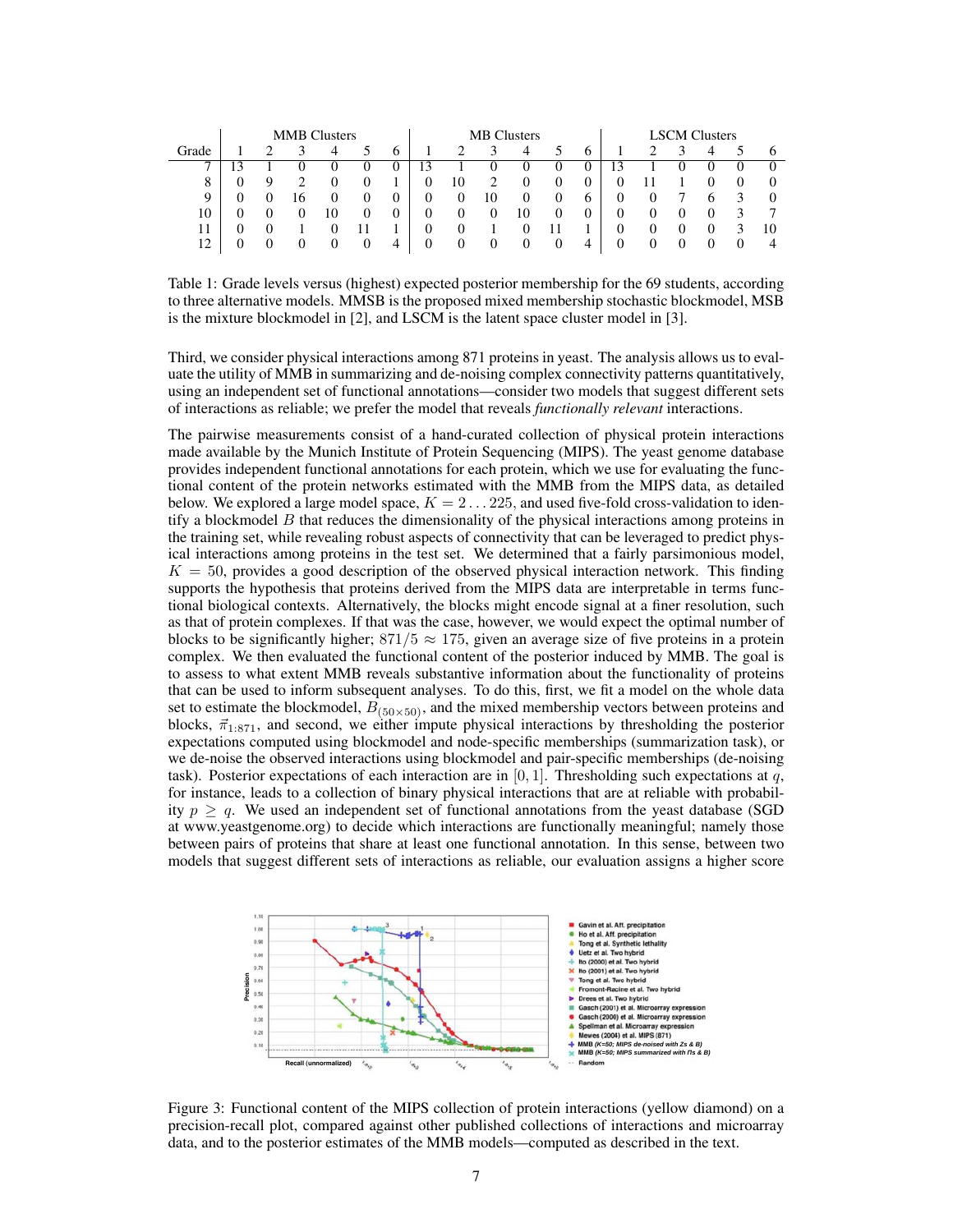| Grade | MMB Clusters | | | | | | MB Clusters | | | | | | LSCM Clusters | | | | | |
|---|---|---|---|---|---|---|---|---|---|---|---|---|---|---|---|---|---|---|
| | 1 | 2 | 3 | 4 | 5 | 6 | 1 | 2 | 3 | 4 | 5 | 6 | 1 | 2 | 3 | 4 | 5 | 6 |
| 7 | 13 | 1 | 0 | 0 | 0 | 0 | 13 | 1 | 0 | 0 | 0 | 0 | 13 | 1 | 0 | 0 | 0 | 0 |
| 8 | 0 | 9 | 2 | 0 | 0 | 1 | 0 | 10 | 2 | 0 | 0 | 0 | 0 | 11 | 1 | 0 | 0 | 0 |
| 9 | 0 | 0 | 16 | 0 | 0 | 0 | 0 | 0 | 10 | 0 | 0 | 6 | 0 | 0 | 7 | 6 | 3 | 0 |
| 10 | 0 | 0 | 0 | 10 | 0 | 0 | 0 | 0 | 0 | 10 | 0 | 0 | 0 | 0 | 0 | 0 | 3 | 7 |
| 11 | 0 | 0 | 1 | 0 | 11 | 1 | 0 | 0 | 1 | 0 | 11 | 1 | 0 | 0 | 0 | 0 | 3 | 10 |
| 12 | 0 | 0 | 0 | 0 | 0 | 4 | 0 | 0 | 0 | 0 | 0 | 4 | 0 | 0 | 0 | 0 | 0 | 4 |

Table 1: Grade levels versus (highest) expected posterior membership for the 69 students, according to three alternative models. MMSB is the proposed mixed membership stochastic blockmodel, MSB is the mixture blockmodel in [2], and LSCM is the latent space cluster model in [3].

Third, we consider physical interactions among 871 proteins in yeast. The analysis allows us to evaluate the utility of MMB in summarizing and de-noising complex connectivity patterns quantitatively, using an independent set of functional annotations—consider two models that suggest different sets of interactions as reliable; we prefer the model that reveals *functionally relevant* interactions.

The pairwise measurements consist of a hand-curated collection of physical protein interactions made available by the Munich Institute of Protein Sequencing (MIPS). The yeast genome database provides independent functional annotations for each protein, which we use for evaluating the functional content of the protein networks estimated with the MMB from the MIPS data, as detailed below. We explored a large model space, $K = 2 \ldots 225$, and used five-fold cross-validation to identify a blockmodel $B$ that reduces the dimensionality of the physical interactions among proteins in the training set, while revealing robust aspects of connectivity that can be leveraged to predict physical interactions among proteins in the test set. We determined that a fairly parsimonious model, $K = 50$, provides a good description of the observed physical interaction network. This finding supports the hypothesis that proteins derived from the MIPS data are interpretable in terms functional biological contexts. Alternatively, the blocks might encode signal at a finer resolution, such as that of protein complexes. If that was the case, however, we would expect the optimal number of blocks to be significantly higher; $871/5 \approx 175$, given an average size of five proteins in a protein complex. We then evaluated the functional content of the posterior induced by MMB. The goal is to assess to what extent MMB reveals substantive information about the functionality of proteins that can be used to inform subsequent analyses. To do this, first, we fit a model on the whole data set to estimate the blockmodel, $B_{(50 \times 50)}$, and the mixed membership vectors between proteins and blocks, $\vec{\pi}_{1:871}$, and second, we either impute physical interactions by thresholding the posterior expectations computed using blockmodel and node-specific memberships (summarization task), or we de-noise the observed interactions using blockmodel and pair-specific memberships (de-noising task). Posterior expectations of each interaction are in $[0, 1]$. Thresholding such expectations at $q$, for instance, leads to a collection of binary physical interactions that are at reliable with probability $p \geq q$. We used an independent set of functional annotations from the yeast database (SGD at www.yeastgenome.org) to decide which interactions are functionally meaningful; namely those between pairs of proteins that share at least one functional annotation. In this sense, between two models that suggest different sets of interactions as reliable, our evaluation assigns a higher score

Figure 3: Functional content of the MIPS collection of protein interactions (yellow diamond) on a precision-recall plot, compared against other published collections of interactions and microarray data, and to the posterior estimates of the MMB models—computed as described in the text.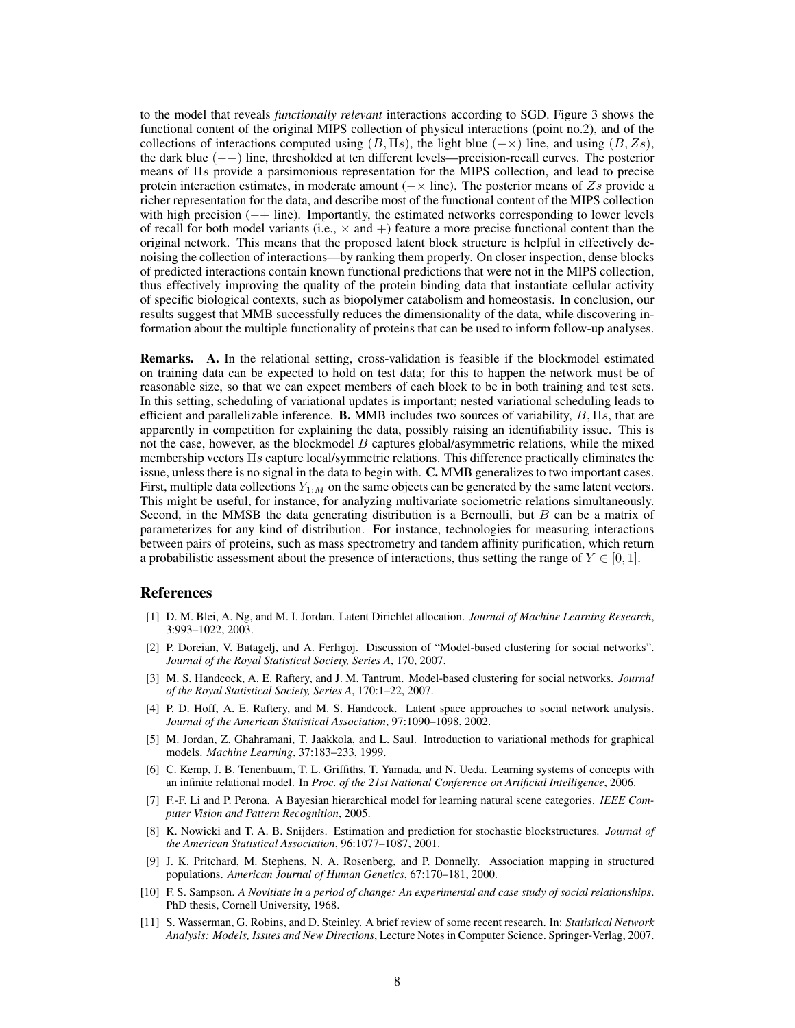to the model that reveals *functionally relevant* interactions according to SGD. Figure 3 shows the functional content of the original MIPS collection of physical interactions (point no.2), and of the collections of interactions computed using $(B, \Pi s)$, the light blue $(-\times)$ line, and using $(B, Zs)$, the dark blue $(-+)$ line, thresholded at ten different levels—precision-recall curves. The posterior means of $\Pi s$ provide a parsimonious representation for the MIPS collection, and lead to precise protein interaction estimates, in moderate amount $(-\times$ line). The posterior means of $Zs$ provide a richer representation for the data, and describe most of the functional content of the MIPS collection with high precision $(-+$ line). Importantly, the estimated networks corresponding to lower levels of recall for both model variants (i.e., $\times$ and $+$) feature a more precise functional content than the original network. This means that the proposed latent block structure is helpful in effectively denoising the collection of interactions—by ranking them properly. On closer inspection, dense blocks of predicted interactions contain known functional predictions that were not in the MIPS collection, thus effectively improving the quality of the protein binding data that instantiate cellular activity of specific biological contexts, such as biopolymer catabolism and homeostasis. In conclusion, our results suggest that MMB successfully reduces the dimensionality of the data, while discovering information about the multiple functionality of proteins that can be used to inform follow-up analyses.

**Remarks.** **A.** In the relational setting, cross-validation is feasible if the blockmodel estimated on training data can be expected to hold on test data; for this to happen the network must be of reasonable size, so that we can expect members of each block to be in both training and test sets. In this setting, scheduling of variational updates is important; nested variational scheduling leads to efficient and parallelizable inference. **B.** MMB includes two sources of variability, $B, \Pi s$, that are apparently in competition for explaining the data, possibly raising an identifiability issue. This is not the case, however, as the blockmodel $B$ captures global/asymmetric relations, while the mixed membership vectors $\Pi s$ capture local/symmetric relations. This difference practically eliminates the issue, unless there is no signal in the data to begin with. **C.** MMB generalizes to two important cases. First, multiple data collections $Y_{1:M}$ on the same objects can be generated by the same latent vectors. This might be useful, for instance, for analyzing multivariate sociometric relations simultaneously. Second, in the MMSB the data generating distribution is a Bernoulli, but $B$ can be a matrix of parameterizes for any kind of distribution. For instance, technologies for measuring interactions between pairs of proteins, such as mass spectrometry and tandem affinity purification, which return a probabilistic assessment about the presence of interactions, thus setting the range of $Y \in [0, 1]$.

## References

[1] D. M. Blei, A. Ng, and M. I. Jordan. Latent Dirichlet allocation. *Journal of Machine Learning Research*, 3:993–1022, 2003.

[2] P. Doreian, V. Batagelj, and A. Ferligoj. Discussion of "Model-based clustering for social networks". *Journal of the Royal Statistical Society, Series A*, 170, 2007.

[3] M. S. Handcock, A. E. Raftery, and J. M. Tantrum. Model-based clustering for social networks. *Journal of the Royal Statistical Society, Series A*, 170:1–22, 2007.

[4] P. D. Hoff, A. E. Raftery, and M. S. Handcock. Latent space approaches to social network analysis. *Journal of the American Statistical Association*, 97:1090–1098, 2002.

[5] M. Jordan, Z. Ghahramani, T. Jaakkola, and L. Saul. Introduction to variational methods for graphical models. *Machine Learning*, 37:183–233, 1999.

[6] C. Kemp, J. B. Tenenbaum, T. L. Griffiths, T. Yamada, and N. Ueda. Learning systems of concepts with an infinite relational model. In *Proc. of the 21st National Conference on Artificial Intelligence*, 2006.

[7] F.-F. Li and P. Perona. A Bayesian hierarchical model for learning natural scene categories. *IEEE Computer Vision and Pattern Recognition*, 2005.

[8] K. Nowicki and T. A. B. Snijders. Estimation and prediction for stochastic blockstructures. *Journal of the American Statistical Association*, 96:1077–1087, 2001.

[9] J. K. Pritchard, M. Stephens, N. A. Rosenberg, and P. Donnelly. Association mapping in structured populations. *American Journal of Human Genetics*, 67:170–181, 2000.

[10] F. S. Sampson. *A Novitiate in a period of change: An experimental and case study of social relationships*. PhD thesis, Cornell University, 1968.

[11] S. Wasserman, G. Robins, and D. Steinley. A brief review of some recent research. In: *Statistical Network Analysis: Models, Issues and New Directions*, Lecture Notes in Computer Science. Springer-Verlag, 2007.